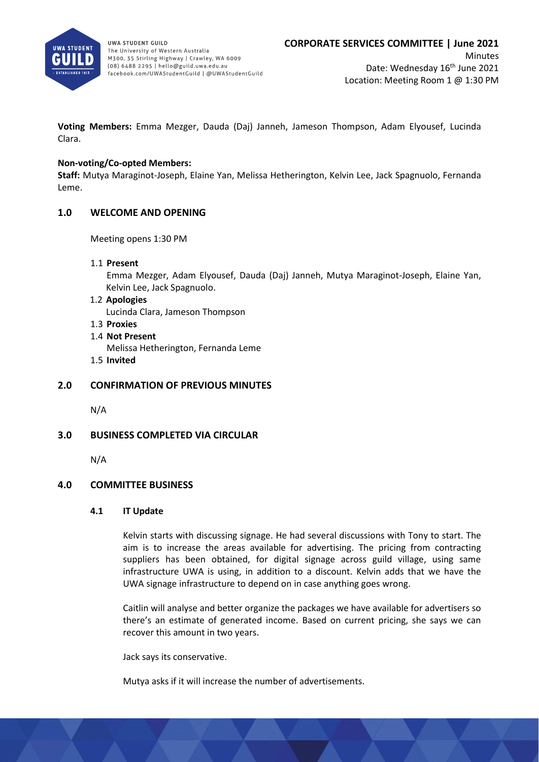**CORPORATE SERVICES COMMITTEE | June 2021**

Minutes
Date: Wednesday 16th June 2021
Location: Meeting Room 1 @ 1:30 PM

**Voting Members:** Emma Mezger, Dauda (Daj) Janneh, Jameson Thompson, Adam Elyousef, Lucinda Clara.

**Non-voting/Co-opted Members:**
**Staff:** Mutya Maraginot-Joseph, Elaine Yan, Melissa Hetherington, Kelvin Lee, Jack Spagnuolo, Fernanda Leme.

## 1.0 WELCOME AND OPENING

Meeting opens 1:30 PM

1.1 **Present**
Emma Mezger, Adam Elyousef, Dauda (Daj) Janneh, Mutya Maraginot-Joseph, Elaine Yan, Kelvin Lee, Jack Spagnuolo.

1.2 **Apologies**
Lucinda Clara, Jameson Thompson

1.3 **Proxies**

1.4 **Not Present**
Melissa Hetherington, Fernanda Leme

1.5 **Invited**

## 2.0 CONFIRMATION OF PREVIOUS MINUTES

N/A

## 3.0 BUSINESS COMPLETED VIA CIRCULAR

N/A

## 4.0 COMMITTEE BUSINESS

### 4.1 IT Update

Kelvin starts with discussing signage. He had several discussions with Tony to start. The aim is to increase the areas available for advertising. The pricing from contracting suppliers has been obtained, for digital signage across guild village, using same infrastructure UWA is using, in addition to a discount. Kelvin adds that we have the UWA signage infrastructure to depend on in case anything goes wrong.

Caitlin will analyse and better organize the packages we have available for advertisers so there's an estimate of generated income. Based on current pricing, she says we can recover this amount in two years.

Jack says its conservative.

Mutya asks if it will increase the number of advertisements.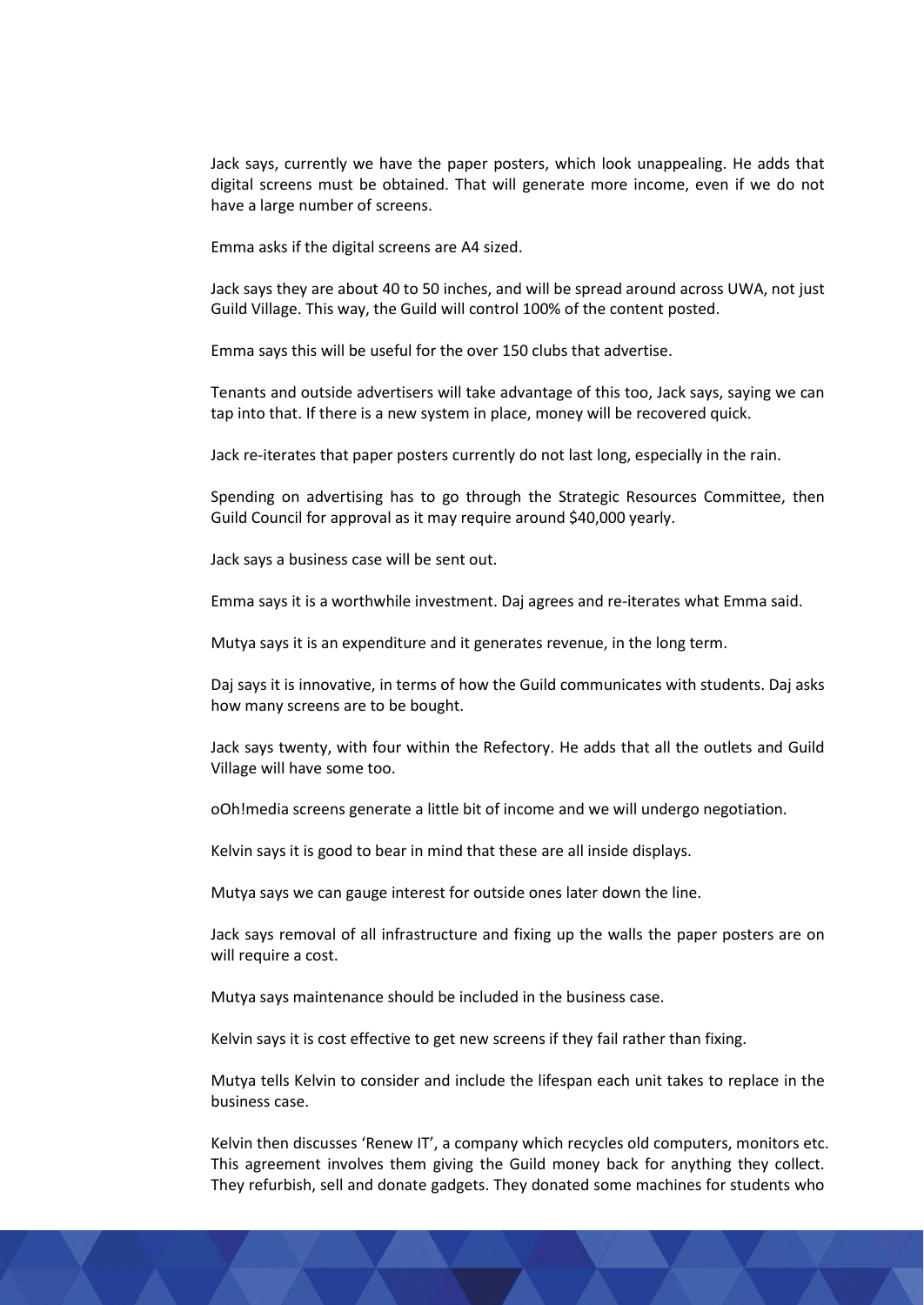Jack says, currently we have the paper posters, which look unappealing. He adds that digital screens must be obtained. That will generate more income, even if we do not have a large number of screens.

Emma asks if the digital screens are A4 sized.

Jack says they are about 40 to 50 inches, and will be spread around across UWA, not just Guild Village. This way, the Guild will control 100% of the content posted.

Emma says this will be useful for the over 150 clubs that advertise.

Tenants and outside advertisers will take advantage of this too, Jack says, saying we can tap into that. If there is a new system in place, money will be recovered quick.

Jack re-iterates that paper posters currently do not last long, especially in the rain.

Spending on advertising has to go through the Strategic Resources Committee, then Guild Council for approval as it may require around $40,000 yearly.

Jack says a business case will be sent out.

Emma says it is a worthwhile investment. Daj agrees and re-iterates what Emma said.

Mutya says it is an expenditure and it generates revenue, in the long term.

Daj says it is innovative, in terms of how the Guild communicates with students. Daj asks how many screens are to be bought.

Jack says twenty, with four within the Refectory. He adds that all the outlets and Guild Village will have some too.

oOh!media screens generate a little bit of income and we will undergo negotiation.

Kelvin says it is good to bear in mind that these are all inside displays.

Mutya says we can gauge interest for outside ones later down the line.

Jack says removal of all infrastructure and fixing up the walls the paper posters are on will require a cost.

Mutya says maintenance should be included in the business case.

Kelvin says it is cost effective to get new screens if they fail rather than fixing.

Mutya tells Kelvin to consider and include the lifespan each unit takes to replace in the business case.

Kelvin then discusses 'Renew IT', a company which recycles old computers, monitors etc. This agreement involves them giving the Guild money back for anything they collect. They refurbish, sell and donate gadgets. They donated some machines for students who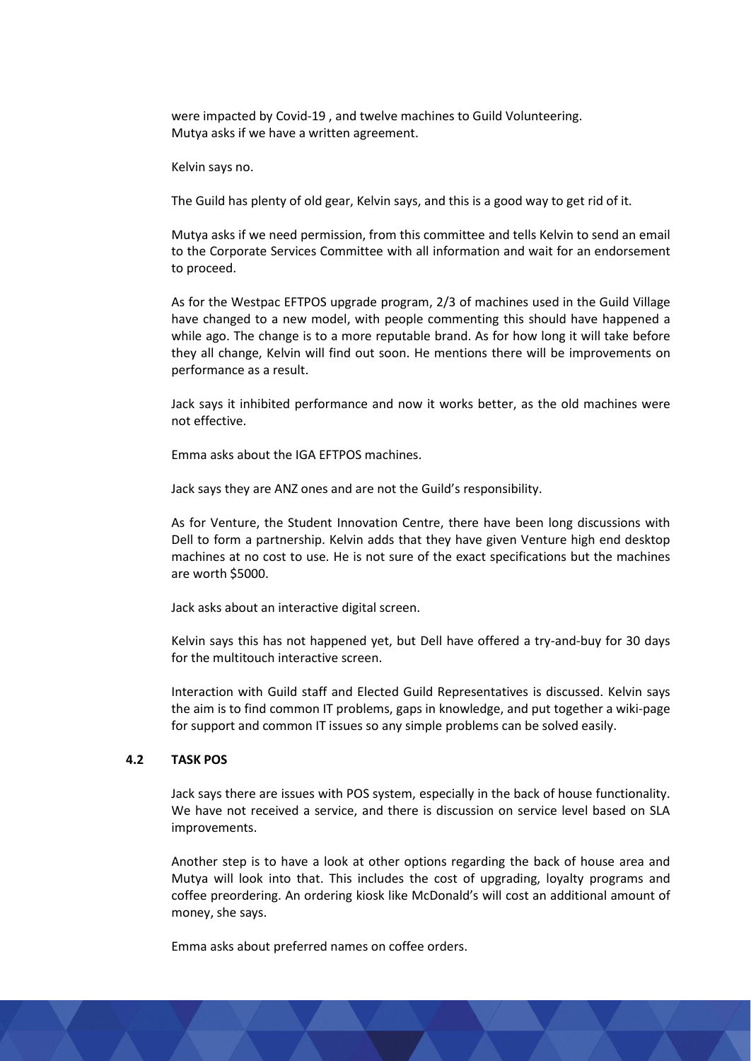were impacted by Covid-19 , and twelve machines to Guild Volunteering.
Mutya asks if we have a written agreement.

Kelvin says no.

The Guild has plenty of old gear, Kelvin says, and this is a good way to get rid of it.

Mutya asks if we need permission, from this committee and tells Kelvin to send an email to the Corporate Services Committee with all information and wait for an endorsement to proceed.

As for the Westpac EFTPOS upgrade program, 2/3 of machines used in the Guild Village have changed to a new model, with people commenting this should have happened a while ago. The change is to a more reputable brand. As for how long it will take before they all change, Kelvin will find out soon. He mentions there will be improvements on performance as a result.

Jack says it inhibited performance and now it works better, as the old machines were not effective.

Emma asks about the IGA EFTPOS machines.

Jack says they are ANZ ones and are not the Guild's responsibility.

As for Venture, the Student Innovation Centre, there have been long discussions with Dell to form a partnership. Kelvin adds that they have given Venture high end desktop machines at no cost to use. He is not sure of the exact specifications but the machines are worth $5000.

Jack asks about an interactive digital screen.

Kelvin says this has not happened yet, but Dell have offered a try-and-buy for 30 days for the multitouch interactive screen.

Interaction with Guild staff and Elected Guild Representatives is discussed. Kelvin says the aim is to find common IT problems, gaps in knowledge, and put together a wiki-page for support and common IT issues so any simple problems can be solved easily.

### 4.2 TASK POS

Jack says there are issues with POS system, especially in the back of house functionality. We have not received a service, and there is discussion on service level based on SLA improvements.

Another step is to have a look at other options regarding the back of house area and Mutya will look into that. This includes the cost of upgrading, loyalty programs and coffee preordering. An ordering kiosk like McDonald's will cost an additional amount of money, she says.

Emma asks about preferred names on coffee orders.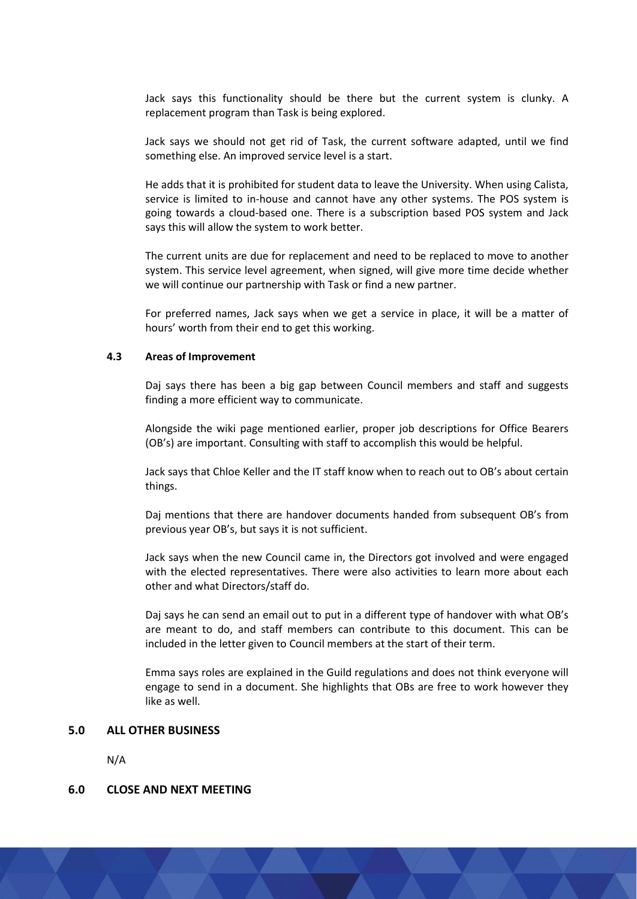Jack says this functionality should be there but the current system is clunky. A replacement program than Task is being explored.

Jack says we should not get rid of Task, the current software adapted, until we find something else. An improved service level is a start.

He adds that it is prohibited for student data to leave the University. When using Calista, service is limited to in-house and cannot have any other systems. The POS system is going towards a cloud-based one. There is a subscription based POS system and Jack says this will allow the system to work better.

The current units are due for replacement and need to be replaced to move to another system. This service level agreement, when signed, will give more time decide whether we will continue our partnership with Task or find a new partner.

For preferred names, Jack says when we get a service in place, it will be a matter of hours' worth from their end to get this working.

### 4.3 Areas of Improvement

Daj says there has been a big gap between Council members and staff and suggests finding a more efficient way to communicate.

Alongside the wiki page mentioned earlier, proper job descriptions for Office Bearers (OB's) are important. Consulting with staff to accomplish this would be helpful.

Jack says that Chloe Keller and the IT staff know when to reach out to OB's about certain things.

Daj mentions that there are handover documents handed from subsequent OB's from previous year OB's, but says it is not sufficient.

Jack says when the new Council came in, the Directors got involved and were engaged with the elected representatives. There were also activities to learn more about each other and what Directors/staff do.

Daj says he can send an email out to put in a different type of handover with what OB's are meant to do, and staff members can contribute to this document. This can be included in the letter given to Council members at the start of their term.

Emma says roles are explained in the Guild regulations and does not think everyone will engage to send in a document. She highlights that OBs are free to work however they like as well.

## 5.0 ALL OTHER BUSINESS

N/A

## 6.0 CLOSE AND NEXT MEETING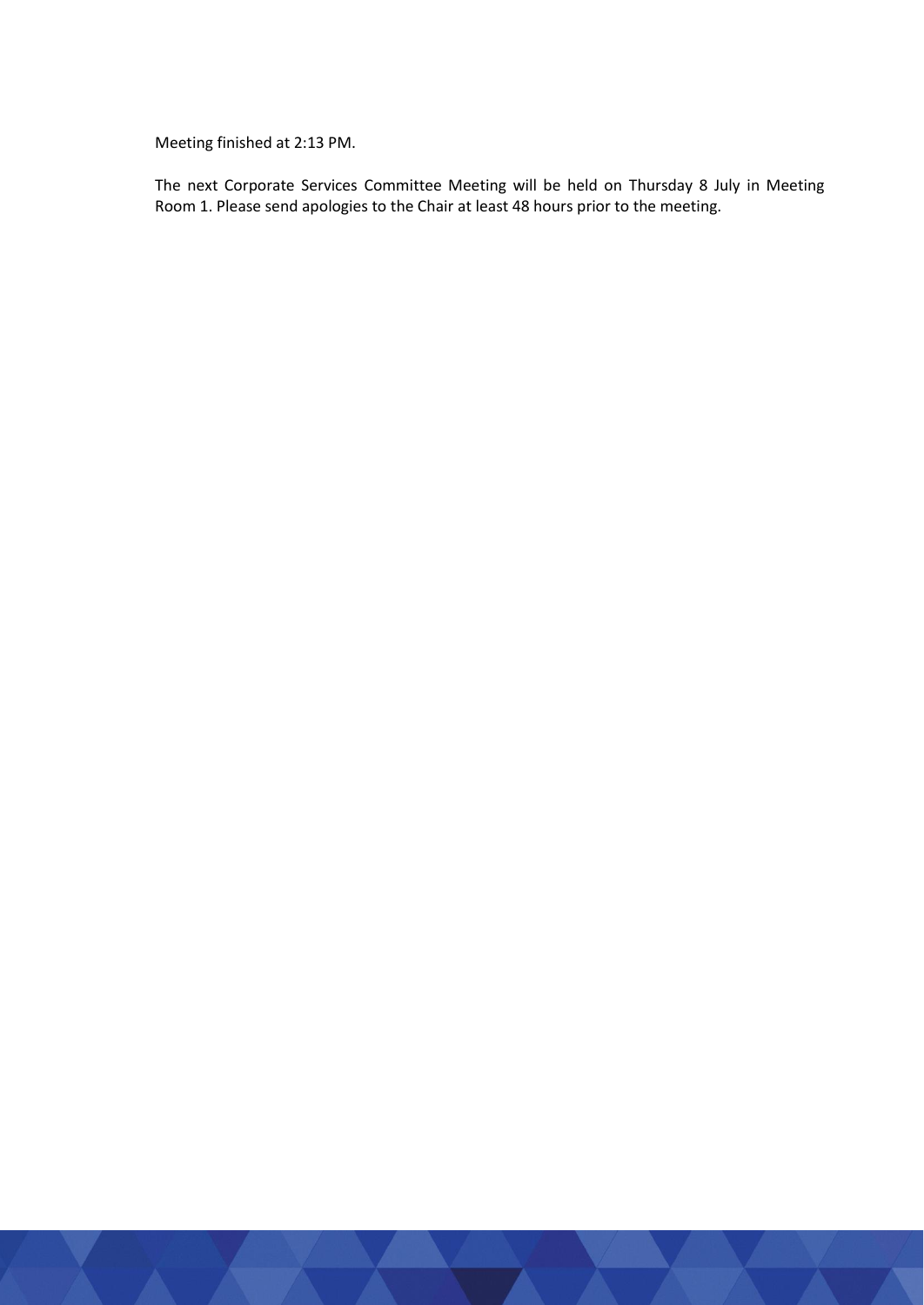Meeting finished at 2:13 PM.

The next Corporate Services Committee Meeting will be held on Thursday 8 July in Meeting Room 1. Please send apologies to the Chair at least 48 hours prior to the meeting.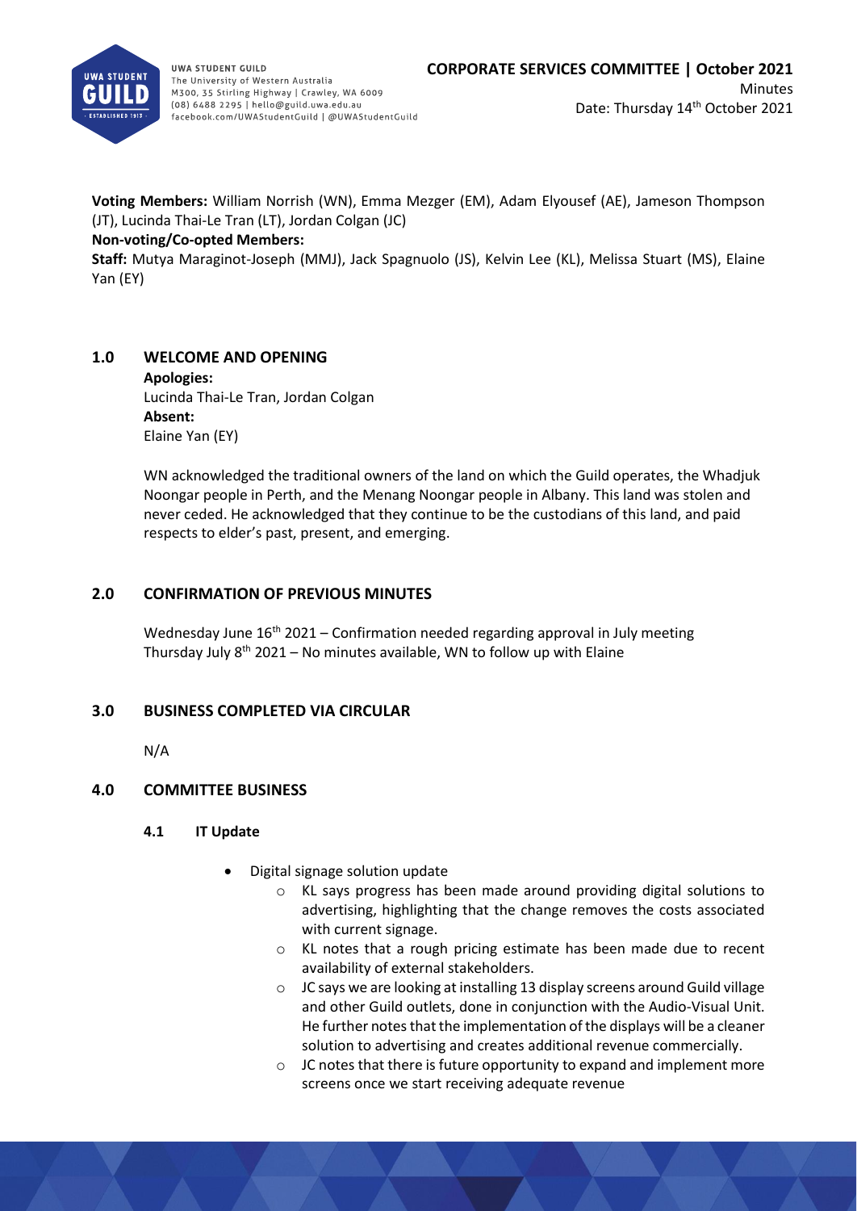**CORPORATE SERVICES COMMITTEE | October 2021**

Minutes

Date: Thursday 14th October 2021

**Voting Members:** William Norrish (WN), Emma Mezger (EM), Adam Elyousef (AE), Jameson Thompson (JT), Lucinda Thai-Le Tran (LT), Jordan Colgan (JC)

**Non-voting/Co-opted Members:**

**Staff:** Mutya Maraginot-Joseph (MMJ), Jack Spagnuolo (JS), Kelvin Lee (KL), Melissa Stuart (MS), Elaine Yan (EY)

## 1.0 WELCOME AND OPENING

**Apologies:**
Lucinda Thai-Le Tran, Jordan Colgan

**Absent:**
Elaine Yan (EY)

WN acknowledged the traditional owners of the land on which the Guild operates, the Whadjuk Noongar people in Perth, and the Menang Noongar people in Albany. This land was stolen and never ceded. He acknowledged that they continue to be the custodians of this land, and paid respects to elder's past, present, and emerging.

## 2.0 CONFIRMATION OF PREVIOUS MINUTES

Wednesday June 16th 2021 – Confirmation needed regarding approval in July meeting
Thursday July 8th 2021 – No minutes available, WN to follow up with Elaine

## 3.0 BUSINESS COMPLETED VIA CIRCULAR

N/A

## 4.0 COMMITTEE BUSINESS

### 4.1 IT Update

- Digital signage solution update
  - KL says progress has been made around providing digital solutions to advertising, highlighting that the change removes the costs associated with current signage.
  - KL notes that a rough pricing estimate has been made due to recent availability of external stakeholders.
  - JC says we are looking at installing 13 display screens around Guild village and other Guild outlets, done in conjunction with the Audio-Visual Unit. He further notes that the implementation of the displays will be a cleaner solution to advertising and creates additional revenue commercially.
  - JC notes that there is future opportunity to expand and implement more screens once we start receiving adequate revenue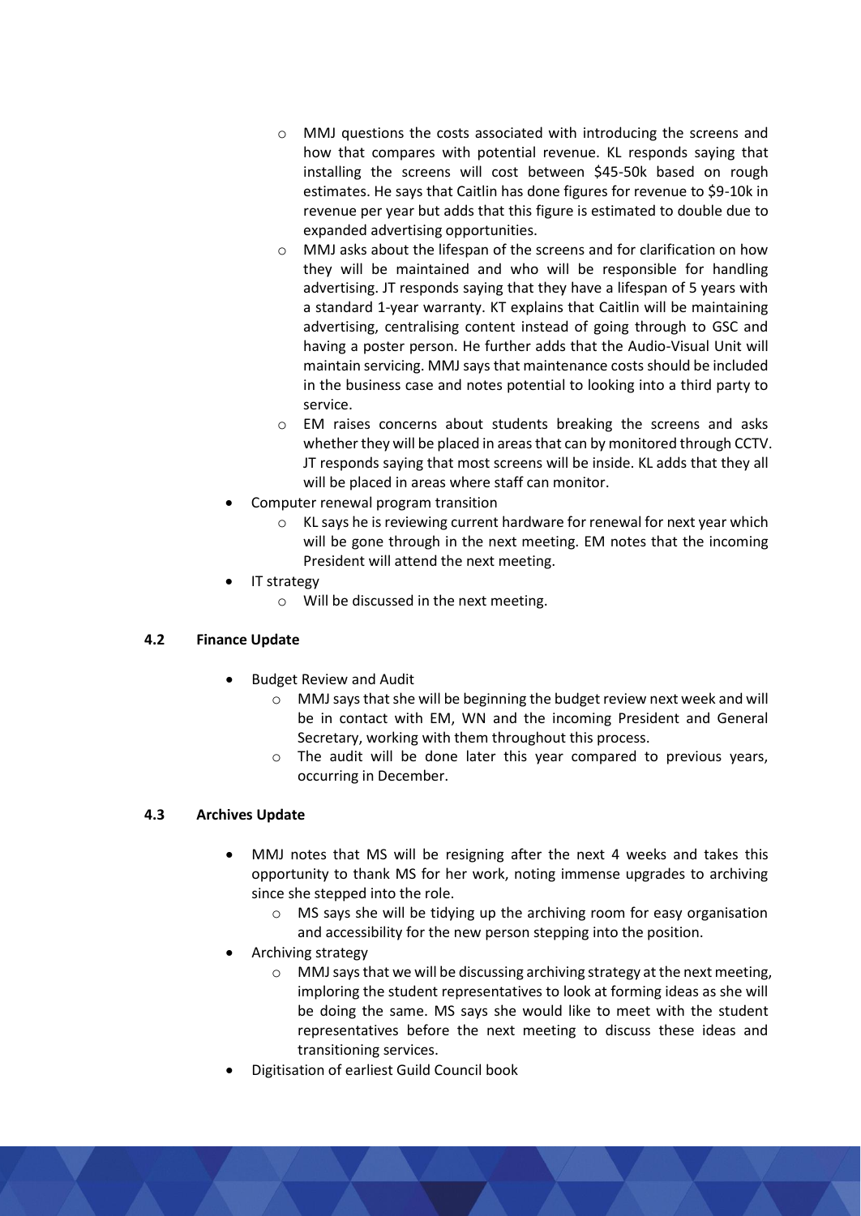- MMJ questions the costs associated with introducing the screens and how that compares with potential revenue. KL responds saying that installing the screens will cost between $45-50k based on rough estimates. He says that Caitlin has done figures for revenue to $9-10k in revenue per year but adds that this figure is estimated to double due to expanded advertising opportunities.
  - MMJ asks about the lifespan of the screens and for clarification on how they will be maintained and who will be responsible for handling advertising. JT responds saying that they have a lifespan of 5 years with a standard 1-year warranty. KT explains that Caitlin will be maintaining advertising, centralising content instead of going through to GSC and having a poster person. He further adds that the Audio-Visual Unit will maintain servicing. MMJ says that maintenance costs should be included in the business case and notes potential to looking into a third party to service.
  - EM raises concerns about students breaking the screens and asks whether they will be placed in areas that can by monitored through CCTV. JT responds saying that most screens will be inside. KL adds that they all will be placed in areas where staff can monitor.
- Computer renewal program transition
  - KL says he is reviewing current hardware for renewal for next year which will be gone through in the next meeting. EM notes that the incoming President will attend the next meeting.
- IT strategy
  - Will be discussed in the next meeting.

**4.2 Finance Update**

- Budget Review and Audit
  - MMJ says that she will be beginning the budget review next week and will be in contact with EM, WN and the incoming President and General Secretary, working with them throughout this process.
  - The audit will be done later this year compared to previous years, occurring in December.

**4.3 Archives Update**

- MMJ notes that MS will be resigning after the next 4 weeks and takes this opportunity to thank MS for her work, noting immense upgrades to archiving since she stepped into the role.
  - MS says she will be tidying up the archiving room for easy organisation and accessibility for the new person stepping into the position.
- Archiving strategy
  - MMJ says that we will be discussing archiving strategy at the next meeting, imploring the student representatives to look at forming ideas as she will be doing the same. MS says she would like to meet with the student representatives before the next meeting to discuss these ideas and transitioning services.
- Digitisation of earliest Guild Council book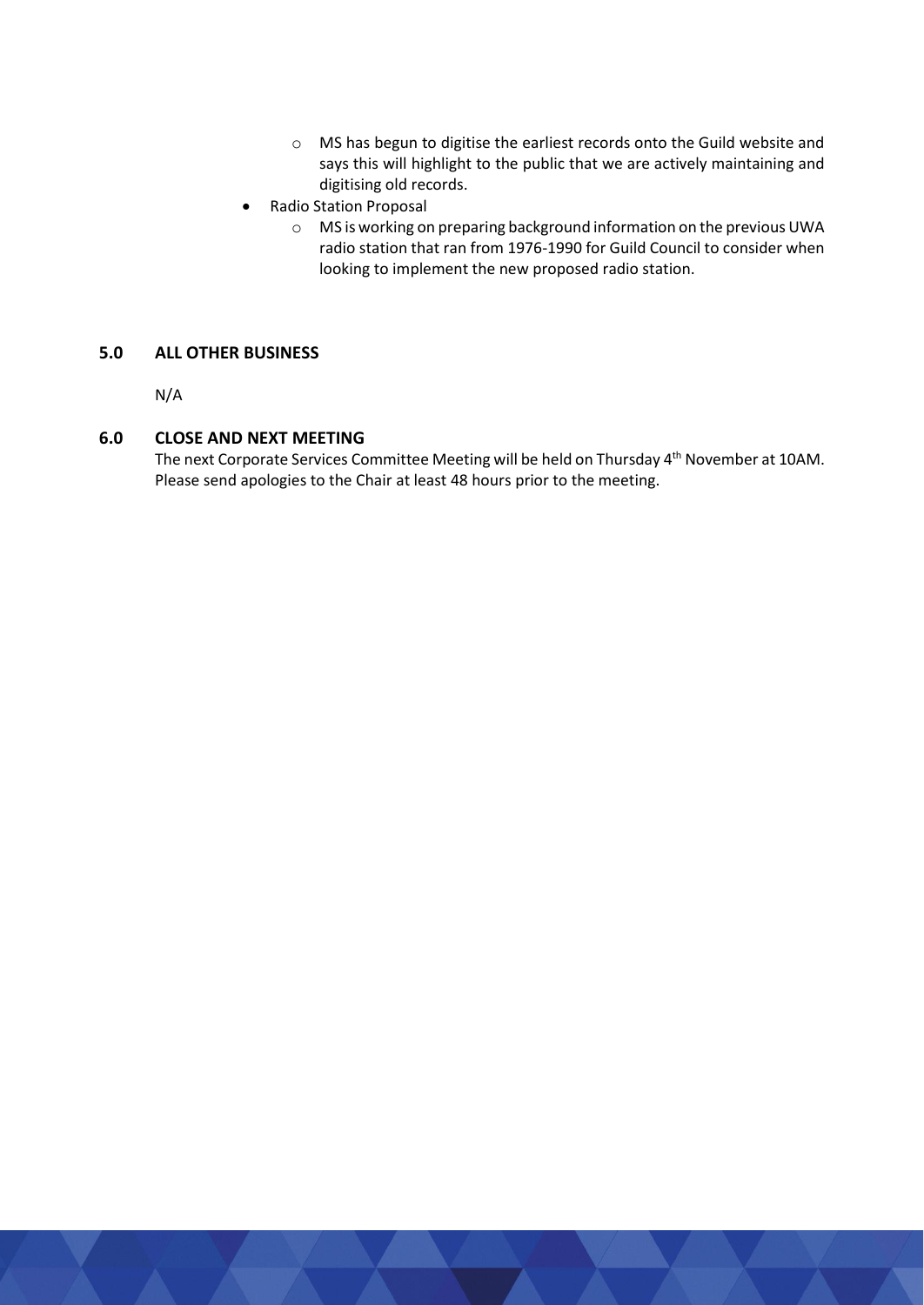- MS has begun to digitise the earliest records onto the Guild website and says this will highlight to the public that we are actively maintaining and digitising old records.
- Radio Station Proposal
    - MS is working on preparing background information on the previous UWA radio station that ran from 1976-1990 for Guild Council to consider when looking to implement the new proposed radio station.

## 5.0 ALL OTHER BUSINESS

N/A

## 6.0 CLOSE AND NEXT MEETING

The next Corporate Services Committee Meeting will be held on Thursday 4th November at 10AM. Please send apologies to the Chair at least 48 hours prior to the meeting.